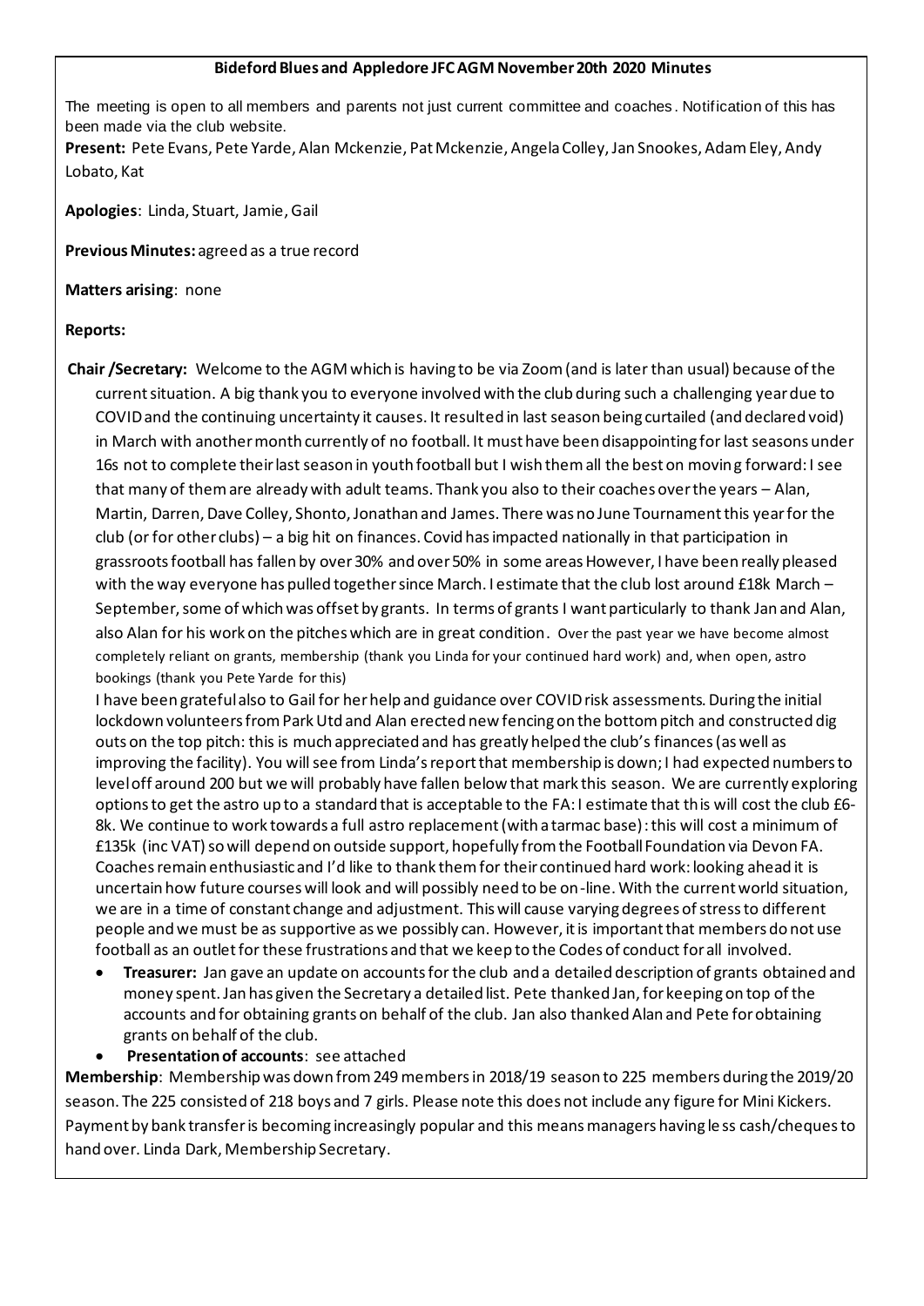**Bideford Blues and Appledore JFC AGM November 20th 2020 Minutes**

The meeting is open to all members and parents not just current committee and coaches. Notification of this has been made via the club website.

**Present:** Pete Evans, Pete Yarde, Alan Mckenzie, Pat Mckenzie, Angela Colley, Jan Snookes, Adam Eley, Andy Lobato, Kat

**Apologies**: Linda, Stuart, Jamie, Gail

**Previous Minutes:** agreed as a true record

**Matters arising**: none

**Reports:**

**Chair /Secretary:** Welcome to the AGM which is having to be via Zoom (and is later than usual) because of the current situation. A big thank you to everyone involved with the club during such a challenging year due to COVID and the continuing uncertainty it causes. It resulted in last season being curtailed (and declared void) in March with another month currently of no football. It must have been disappointing for last seasons under 16s not to complete their last season in youth football but I wish them all the best on moving forward: I see that many of them are already with adult teams. Thank you also to their coaches over the years – Alan, Martin, Darren, Dave Colley, Shonto, Jonathan and James. There was no June Tournament this year for the club (or for other clubs) – a big hit on finances. Covid has impacted nationally in that participation in grassroots football has fallen by over 30% and over 50% in some areas However, I have been really pleased with the way everyone has pulled together since March. I estimate that the club lost around £18k March – September, some of which was offset by grants. In terms of grants I want particularly to thank Jan and Alan, also Alan for his work on the pitches which are in great condition. Over the past year we have become almost completely reliant on grants, membership (thank you Linda for your continued hard work) and, when open, astro bookings (thank you Pete Yarde for this)

I have been grateful also to Gail for her help and guidance over COVID risk assessments. During the initial lockdown volunteers from Park Utd and Alan erected new fencing on the bottom pitch and constructed dig outs on the top pitch: this is much appreciated and has greatly helped the club's finances (as well as improving the facility). You will see from Linda's report that membership is down; I had expected numbers to level off around 200 but we will probably have fallen below that mark this season. We are currently exploring options to get the astro up to a standard that is acceptable to the FA: I estimate that this will cost the club £6-8k. We continue to work towards a full astro replacement (with a tarmac base): this will cost a minimum of £135k (inc VAT) so will depend on outside support, hopefully from the Football Foundation via Devon FA. Coaches remain enthusiastic and I'd like to thank them for their continued hard work: looking ahead it is uncertain how future courses will look and will possibly need to be on-line. With the current world situation, we are in a time of constant change and adjustment. This will cause varying degrees of stress to different people and we must be as supportive as we possibly can. However, it is important that members do not use football as an outlet for these frustrations and that we keep to the Codes of conduct for all involved.

- **Treasurer:** Jan gave an update on accounts for the club and a detailed description of grants obtained and money spent. Jan has given the Secretary a detailed list. Pete thanked Jan, for keeping on top of the accounts and for obtaining grants on behalf of the club. Jan also thanked Alan and Pete for obtaining grants on behalf of the club.
- **Presentation of accounts**: see attached

**Membership**: Membership was down from 249 members in 2018/19 season to 225 members during the 2019/20 season. The 225 consisted of 218 boys and 7 girls. Please note this does not include any figure for Mini Kickers. Payment by bank transfer is becoming increasingly popular and this means managers having less cash/cheques to hand over. Linda Dark, Membership Secretary.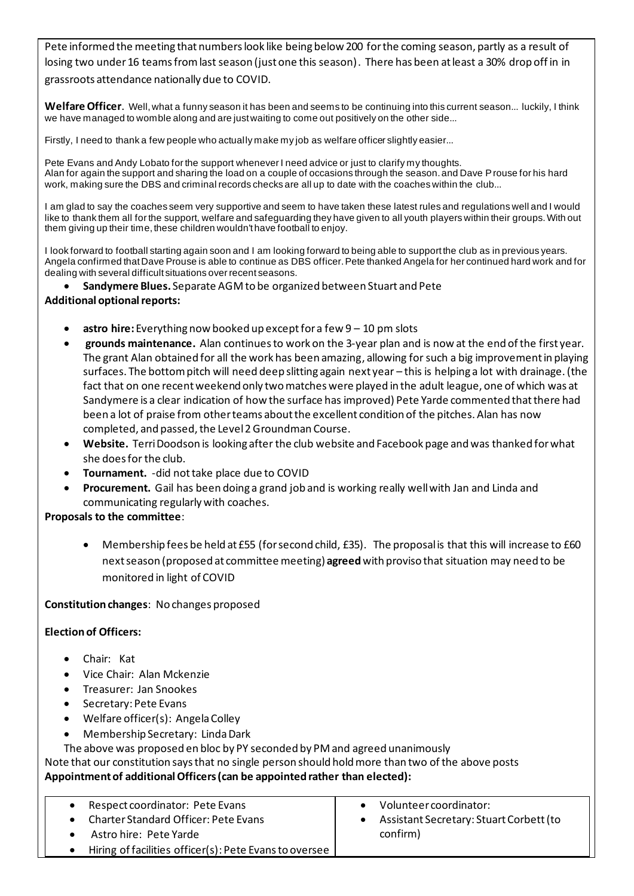Pete informed the meeting that numbers look like being below 200 for the coming season, partly as a result of losing two under 16 teams from last season (just one this season). There has been at least a 30% drop off in in grassroots attendance nationally due to COVID.

**Welfare Officer**. Well, what a funny season it has been and seems to be continuing into this current season... luckily, I think we have managed to womble along and are just waiting to come out positively on the other side...

Firstly, I need to thank a few people who actually make my job as welfare officer slightly easier...

Pete Evans and Andy Lobato for the support whenever I need advice or just to clarify my thoughts.
Alan for again the support and sharing the load on a couple of occasions through the season. and Dave Prouse for his hard work, making sure the DBS and criminal records checks are all up to date with the coaches within the club...

I am glad to say the coaches seem very supportive and seem to have taken these latest rules and regulations well and I would like to thank them all for the support, welfare and safeguarding they have given to all youth players within their groups. With out them giving up their time, these children wouldn't have football to enjoy.

I look forward to football starting again soon and I am looking forward to being able to support the club as in previous years.
Angela confirmed that Dave Prouse is able to continue as DBS officer. Pete thanked Angela for her continued hard work and for dealing with several difficult situations over recent seasons.

- **Sandymere Blues.** Separate AGM to be organized between Stuart and Pete

**Additional optional reports:**

- **astro hire:** Everything now booked up except for a few 9 – 10 pm slots
- **grounds maintenance.** Alan continues to work on the 3-year plan and is now at the end of the first year. The grant Alan obtained for all the work has been amazing, allowing for such a big improvement in playing surfaces. The bottom pitch will need deep slitting again next year – this is helping a lot with drainage. (the fact that on one recent weekend only two matches were played in the adult league, one of which was at Sandymere is a clear indication of how the surface has improved) Pete Yarde commented that there had been a lot of praise from other teams about the excellent condition of the pitches. Alan has now completed, and passed, the Level 2 Groundman Course.
- **Website.** Terri Doodson is looking after the club website and Facebook page and was thanked for what she does for the club.
- **Tournament.** -did not take place due to COVID
- **Procurement.** Gail has been doing a grand job and is working really well with Jan and Linda and communicating regularly with coaches.

**Proposals to the committee**:

- Membership fees be held at £55 (for second child, £35). The proposal is that this will increase to £60 next season (proposed at committee meeting) **agreed** with proviso that situation may need to be monitored in light of COVID

**Constitution changes**: No changes proposed

**Election of Officers:**

- Chair: Kat
- Vice Chair: Alan Mckenzie
- Treasurer: Jan Snookes
- Secretary: Pete Evans
- Welfare officer(s): Angela Colley
- Membership Secretary: Linda Dark

The above was proposed en bloc by PY seconded by PM and agreed unanimously
Note that our constitution says that no single person should hold more than two of the above posts

**Appointment of additional Officers (can be appointed rather than elected):**

- Respect coordinator: Pete Evans
- Charter Standard Officer: Pete Evans
- Astro hire: Pete Yarde
- Hiring of facilities officer(s): Pete Evans to oversee
- Volunteer coordinator:
- Assistant Secretary: Stuart Corbett (to confirm)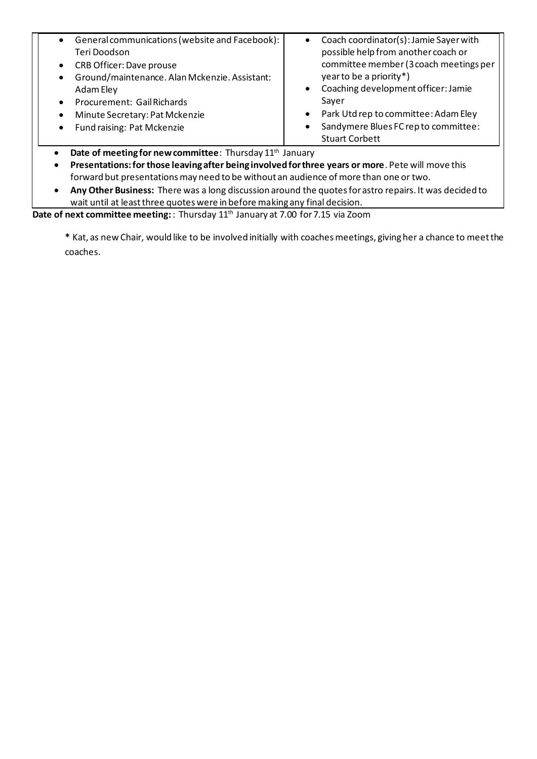| | |
|---|---|
| • General communications (website and Facebook): Teri Doodson<br>• CRB Officer: Dave prouse<br>• Ground/maintenance. Alan Mckenzie. Assistant: Adam Eley<br>• Procurement: Gail Richards<br>• Minute Secretary: Pat Mckenzie<br>• Fund raising: Pat Mckenzie | • Coach coordinator(s): Jamie Sayer with possible help from another coach or committee member (3 coach meetings per year to be a priority*)<br>• Coaching development officer: Jamie Sayer<br>• Park Utd rep to committee: Adam Eley<br>• Sandymere Blues FC rep to committee: Stuart Corbett |

- **Date of meeting for new committee**: Thursday 11th January
- **Presentations: for those leaving after being involved for three years or more**. Pete will move this forward but presentations may need to be without an audience of more than one or two.
- **Any Other Business:** There was a long discussion around the quotes for astro repairs. It was decided to wait until at least three quotes were in before making any final decision.

**Date of next committee meeting:** : Thursday 11th January at 7.00 for 7.15 via Zoom

**\*** Kat, as new Chair, would like to be involved initially with coaches meetings, giving her a chance to meet the coaches.